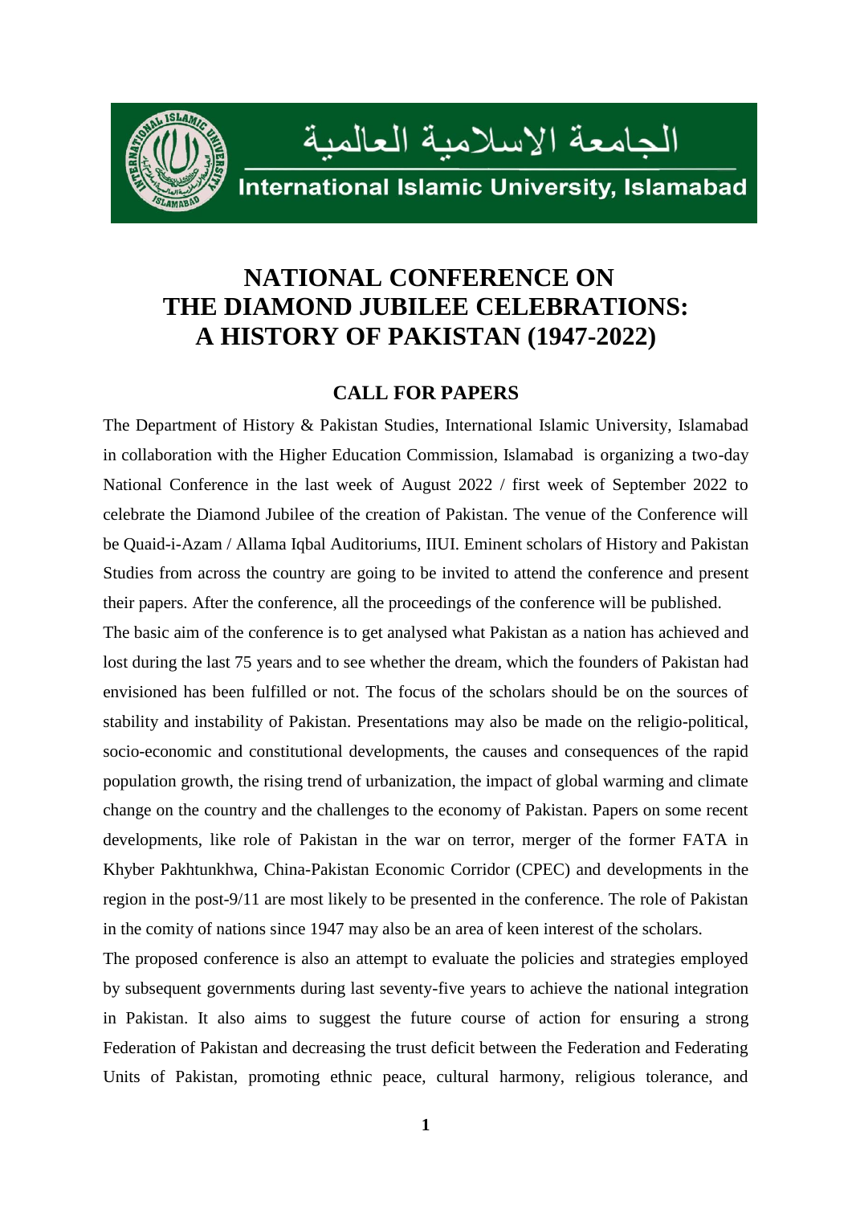الجامعة الاسلامية العالمية

International Islamic University, Islamabad

# NATIONAL CONFERENCE ON THE DIAMOND JUBILEE CELEBRATIONS: A HISTORY OF PAKISTAN (1947-2022)

## CALL FOR PAPERS

The Department of History & Pakistan Studies, International Islamic University, Islamabad in collaboration with the Higher Education Commission, Islamabad is organizing a two-day National Conference in the last week of August 2022 / first week of September 2022 to celebrate the Diamond Jubilee of the creation of Pakistan. The venue of the Conference will be Quaid-i-Azam / Allama Iqbal Auditoriums, IIUI. Eminent scholars of History and Pakistan Studies from across the country are going to be invited to attend the conference and present their papers. After the conference, all the proceedings of the conference will be published.

The basic aim of the conference is to get analysed what Pakistan as a nation has achieved and lost during the last 75 years and to see whether the dream, which the founders of Pakistan had envisioned has been fulfilled or not. The focus of the scholars should be on the sources of stability and instability of Pakistan. Presentations may also be made on the religio-political, socio-economic and constitutional developments, the causes and consequences of the rapid population growth, the rising trend of urbanization, the impact of global warming and climate change on the country and the challenges to the economy of Pakistan. Papers on some recent developments, like role of Pakistan in the war on terror, merger of the former FATA in Khyber Pakhtunkhwa, China-Pakistan Economic Corridor (CPEC) and developments in the region in the post-9/11 are most likely to be presented in the conference. The role of Pakistan in the comity of nations since 1947 may also be an area of keen interest of the scholars.

The proposed conference is also an attempt to evaluate the policies and strategies employed by subsequent governments during last seventy-five years to achieve the national integration in Pakistan. It also aims to suggest the future course of action for ensuring a strong Federation of Pakistan and decreasing the trust deficit between the Federation and Federating Units of Pakistan, promoting ethnic peace, cultural harmony, religious tolerance, and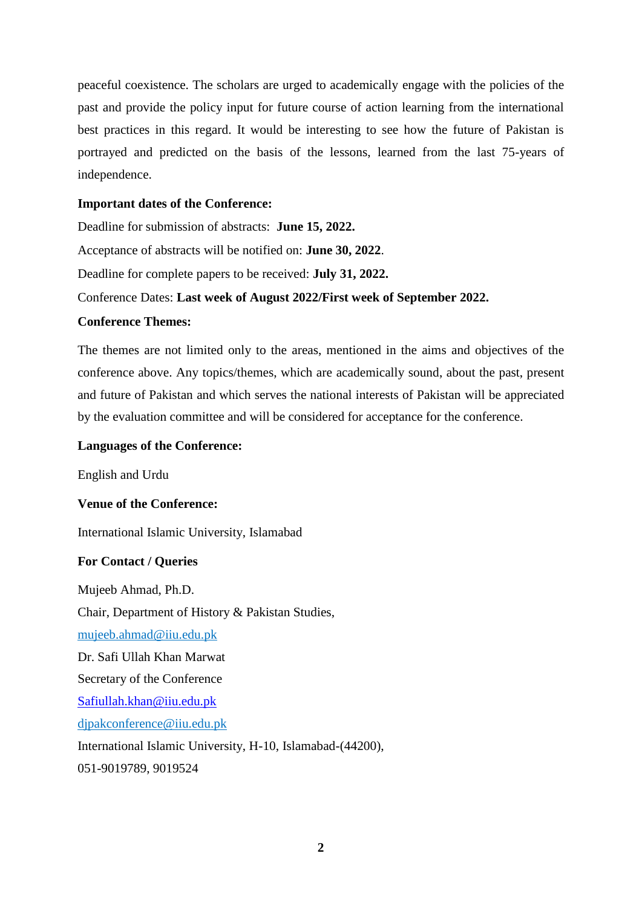peaceful coexistence. The scholars are urged to academically engage with the policies of the past and provide the policy input for future course of action learning from the international best practices in this regard. It would be interesting to see how the future of Pakistan is portrayed and predicted on the basis of the lessons, learned from the last 75-years of independence.

**Important dates of the Conference:**

Deadline for submission of abstracts: **June 15, 2022.**

Acceptance of abstracts will be notified on: **June 30, 2022**.

Deadline for complete papers to be received: **July 31, 2022.**

Conference Dates: **Last week of August 2022/First week of September 2022.**

**Conference Themes:**

The themes are not limited only to the areas, mentioned in the aims and objectives of the conference above. Any topics/themes, which are academically sound, about the past, present and future of Pakistan and which serves the national interests of Pakistan will be appreciated by the evaluation committee and will be considered for acceptance for the conference.

**Languages of the Conference:**

English and Urdu

**Venue of the Conference:**

International Islamic University, Islamabad

**For Contact / Queries**

Mujeeb Ahmad, Ph.D.
Chair, Department of History & Pakistan Studies,
mujeeb.ahmad@iiu.edu.pk
Dr. Safi Ullah Khan Marwat
Secretary of the Conference
Safiullah.khan@iiu.edu.pk
djpakconference@iiu.edu.pk
International Islamic University, H-10, Islamabad-(44200),
051-9019789, 9019524